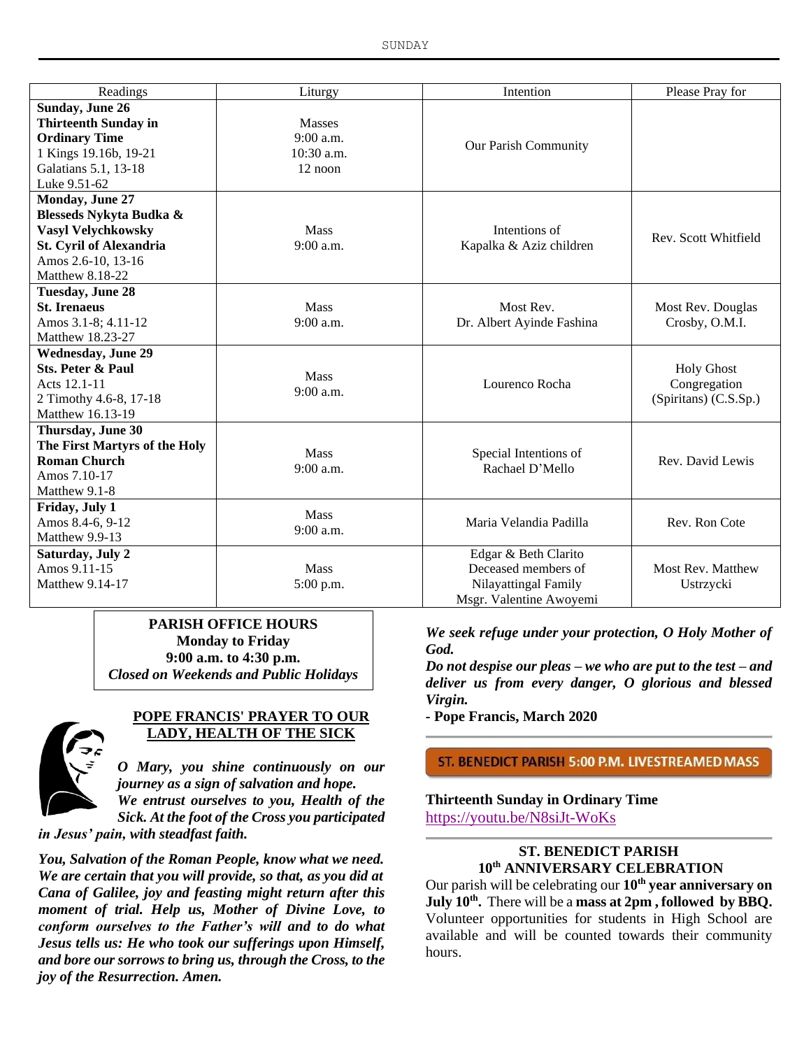| Readings | Liturgy | Intention | Please Pray for |
|---|---|---|---|
| **Sunday, June 26** **Thirteenth Sunday in Ordinary Time** 1 Kings 19.16b, 19-21 Galatians 5.1, 13-18 Luke 9.51-62 | Masses 9:00 a.m. 10:30 a.m. 12 noon | Our Parish Community | |
| **Monday, June 27** **Blesseds Nykyta Budka & Vasyl Velychkowsky** **St. Cyril of Alexandria** Amos 2.6-10, 13-16 Matthew 8.18-22 | Mass 9:00 a.m. | Intentions of Kapalka & Aziz children | Rev. Scott Whitfield |
| **Tuesday, June 28** **St. Irenaeus** Amos 3.1-8; 4.11-12 Matthew 18.23-27 | Mass 9:00 a.m. | Most Rev. Dr. Albert Ayinde Fashina | Most Rev. Douglas Crosby, O.M.I. |
| **Wednesday, June 29** **Sts. Peter & Paul** Acts 12.1-11 2 Timothy 4.6-8, 17-18 Matthew 16.13-19 | Mass 9:00 a.m. | Lourenco Rocha | Holy Ghost Congregation (Spiritans) (C.S.Sp.) |
| **Thursday, June 30** **The First Martyrs of the Holy Roman Church** Amos 7.10-17 Matthew 9.1-8 | Mass 9:00 a.m. | Special Intentions of Rachael D'Mello | Rev. David Lewis |
| **Friday, July 1** Amos 8.4-6, 9-12 Matthew 9.9-13 | Mass 9:00 a.m. | Maria Velandia Padilla | Rev. Ron Cote |
| **Saturday, July 2** Amos 9.11-15 Matthew 9.14-17 | Mass 5:00 p.m. | Edgar & Beth Clarito Deceased members of Nilayattingal Family Msgr. Valentine Awoyemi | Most Rev. Matthew Ustrzycki |

**PARISH OFFICE HOURS**
**Monday to Friday**
**9:00 a.m. to 4:30 p.m.**
***Closed on Weekends and Public Holidays***

## POPE FRANCIS' PRAYER TO OUR LADY, HEALTH OF THE SICK

***O Mary, you shine continuously on our journey as a sign of salvation and hope. We entrust ourselves to you, Health of the Sick. At the foot of the Cross you participated in Jesus' pain, with steadfast faith.***

***You, Salvation of the Roman People, know what we need. We are certain that you will provide, so that, as you did at Cana of Galilee, joy and feasting might return after this moment of trial. Help us, Mother of Divine Love, to conform ourselves to the Father's will and to do what Jesus tells us: He who took our sufferings upon Himself, and bore our sorrows to bring us, through the Cross, to the joy of the Resurrection. Amen.***

***We seek refuge under your protection, O Holy Mother of God.***
***Do not despise our pleas – we who are put to the test – and deliver us from every danger, O glorious and blessed Virgin.***
**- Pope Francis, March 2020**

**ST. BENEDICT PARISH 5:00 P.M. LIVESTREAMED MASS**

**Thirteenth Sunday in Ordinary Time**
https://youtu.be/N8siJt-WoKs

## ST. BENEDICT PARISH 10th ANNIVERSARY CELEBRATION

Our parish will be celebrating our **10th year anniversary on July 10th.** There will be a **mass at 2pm , followed by BBQ.** Volunteer opportunities for students in High School are available and will be counted towards their community hours.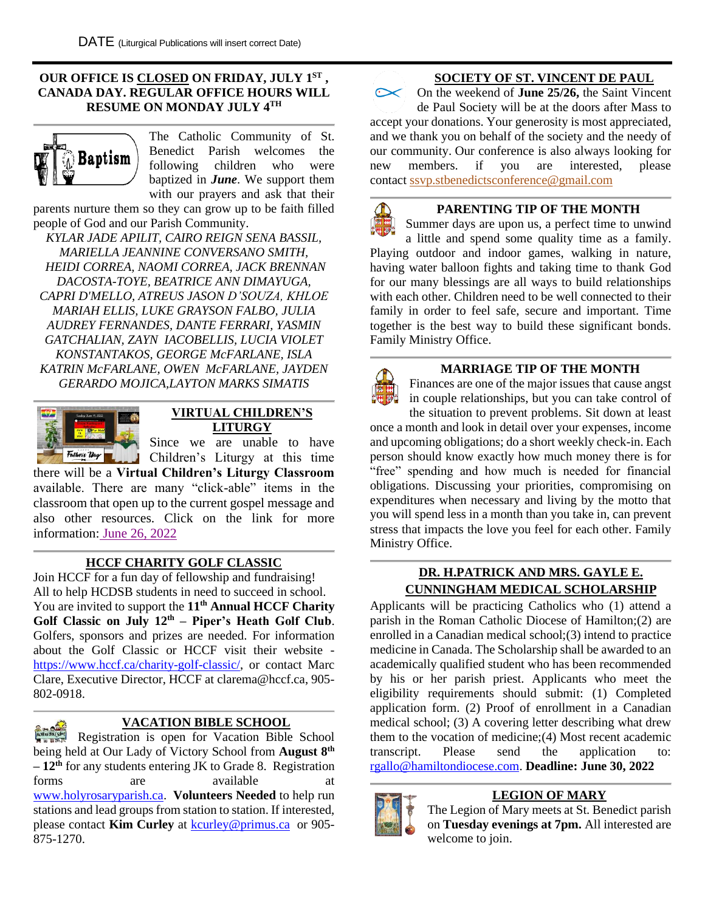DATE (Liturgical Publications will insert correct Date)

**OUR OFFICE IS CLOSED ON FRIDAY, JULY 1ST , CANADA DAY. REGULAR OFFICE HOURS WILL RESUME ON MONDAY JULY 4TH**

The Catholic Community of St. Benedict Parish welcomes the following children who were baptized in ***June***. We support them with our prayers and ask that their parents nurture them so they can grow up to be faith filled people of God and our Parish Community.

*KYLAR JADE APILIT, CAIRO REIGN SENA BASSIL, MARIELLA JEANNINE CONVERSANO SMITH, HEIDI CORREA, NAOMI CORREA, JACK BRENNAN DACOSTA-TOYE, BEATRICE ANN DIMAYUGA, CAPRI D'MELLO, ATREUS JASON D'SOUZA, KHLOE MARIAH ELLIS, LUKE GRAYSON FALBO, JULIA AUDREY FERNANDES, DANTE FERRARI, YASMIN GATCHALIAN, ZAYN IACOBELLIS, LUCIA VIOLET KONSTANTAKOS, GEORGE McFARLANE, ISLA KATRIN McFARLANE, OWEN McFARLANE, JAYDEN GERARDO MOJICA,LAYTON MARKS SIMATIS*

## VIRTUAL CHILDREN'S LITURGY

Since we are unable to have Children's Liturgy at this time there will be a **Virtual Children's Liturgy Classroom** available. There are many "click-able" items in the classroom that open up to the current gospel message and also other resources. Click on the link for more information: June 26, 2022

## HCCF CHARITY GOLF CLASSIC

Join HCCF for a fun day of fellowship and fundraising! All to help HCDSB students in need to succeed in school. You are invited to support the **11th Annual HCCF Charity Golf Classic on July 12th – Piper's Heath Golf Club**. Golfers, sponsors and prizes are needed. For information about the Golf Classic or HCCF visit their website - https://www.hccf.ca/charity-golf-classic/, or contact Marc Clare, Executive Director, HCCF at clarema@hccf.ca, 905-802-0918.

## VACATION BIBLE SCHOOL

Registration is open for Vacation Bible School being held at Our Lady of Victory School from **August 8th – 12th** for any students entering JK to Grade 8. Registration forms are available at www.holyrosaryparish.ca. **Volunteers Needed** to help run stations and lead groups from station to station. If interested, please contact **Kim Curley** at kcurley@primus.ca or 905-875-1270.

## SOCIETY OF ST. VINCENT DE PAUL

On the weekend of **June 25/26,** the Saint Vincent de Paul Society will be at the doors after Mass to accept your donations. Your generosity is most appreciated, and we thank you on behalf of the society and the needy of our community. Our conference is also always looking for new members. if you are interested, please contact ssvp.stbenedictsconference@gmail.com

## PARENTING TIP OF THE MONTH

Summer days are upon us, a perfect time to unwind a little and spend some quality time as a family. Playing outdoor and indoor games, walking in nature, having water balloon fights and taking time to thank God for our many blessings are all ways to build relationships with each other. Children need to be well connected to their family in order to feel safe, secure and important. Time together is the best way to build these significant bonds. Family Ministry Office.

## MARRIAGE TIP OF THE MONTH

Finances are one of the major issues that cause angst in couple relationships, but you can take control of the situation to prevent problems. Sit down at least once a month and look in detail over your expenses, income and upcoming obligations; do a short weekly check-in. Each person should know exactly how much money there is for "free" spending and how much is needed for financial obligations. Discussing your priorities, compromising on expenditures when necessary and living by the motto that you will spend less in a month than you take in, can prevent stress that impacts the love you feel for each other. Family Ministry Office.

## DR. H.PATRICK AND MRS. GAYLE E. CUNNINGHAM MEDICAL SCHOLARSHIP

Applicants will be practicing Catholics who (1) attend a parish in the Roman Catholic Diocese of Hamilton;(2) are enrolled in a Canadian medical school;(3) intend to practice medicine in Canada. The Scholarship shall be awarded to an academically qualified student who has been recommended by his or her parish priest. Applicants who meet the eligibility requirements should submit: (1) Completed application form. (2) Proof of enrollment in a Canadian medical school; (3) A covering letter describing what drew them to the vocation of medicine;(4) Most recent academic transcript. Please send the application to: rgallo@hamiltondiocese.com. **Deadline: June 30, 2022**

## LEGION OF MARY

The Legion of Mary meets at St. Benedict parish on **Tuesday evenings at 7pm.** All interested are welcome to join.